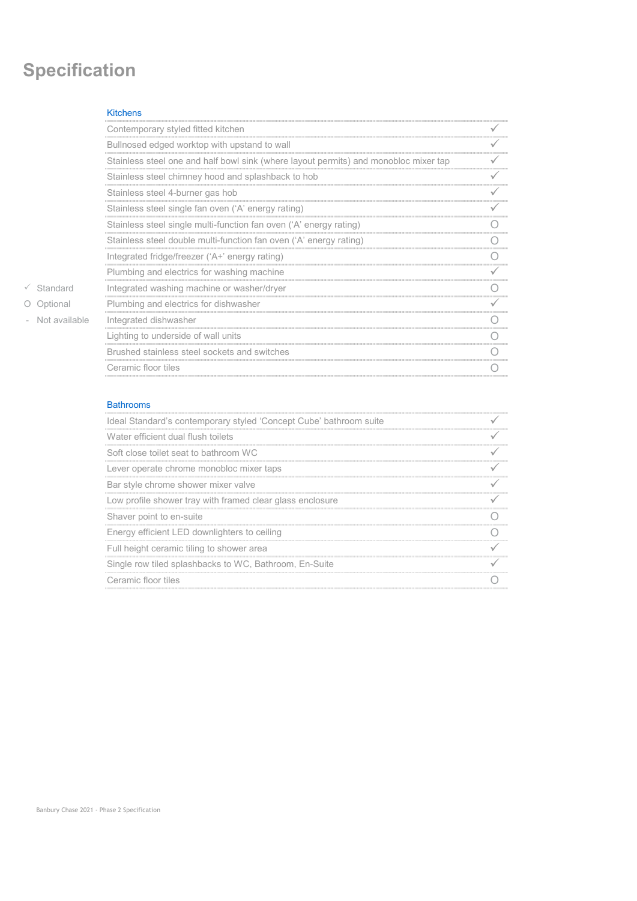# Specification

✓ Standard

O Optional

\- Not available

## Kitchens

| | |
|---|---|
| Contemporary styled fitted kitchen | ✓ |
| Bullnosed edged worktop with upstand to wall | ✓ |
| Stainless steel one and half bowl sink (where layout permits) and monobloc mixer tap | ✓ |
| Stainless steel chimney hood and splashback to hob | ✓ |
| Stainless steel 4-burner gas hob | ✓ |
| Stainless steel single fan oven ('A' energy rating) | ✓ |
| Stainless steel single multi-function fan oven ('A' energy rating) | O |
| Stainless steel double multi-function fan oven ('A' energy rating) | O |
| Integrated fridge/freezer ('A+' energy rating) | O |
| Plumbing and electrics for washing machine | ✓ |
| Integrated washing machine or washer/dryer | O |
| Plumbing and electrics for dishwasher | ✓ |
| Integrated dishwasher | O |
| Lighting to underside of wall units | O |
| Brushed stainless steel sockets and switches | O |
| Ceramic floor tiles | O |

## Bathrooms

| | |
|---|---|
| Ideal Standard's contemporary styled 'Concept Cube' bathroom suite | ✓ |
| Water efficient dual flush toilets | ✓ |
| Soft close toilet seat to bathroom WC | ✓ |
| Lever operate chrome monobloc mixer taps | ✓ |
| Bar style chrome shower mixer valve | ✓ |
| Low profile shower tray with framed clear glass enclosure | ✓ |
| Shaver point to en-suite | O |
| Energy efficient LED downlighters to ceiling | O |
| Full height ceramic tiling to shower area | ✓ |
| Single row tiled splashbacks to WC, Bathroom, En-Suite | ✓ |
| Ceramic floor tiles | O |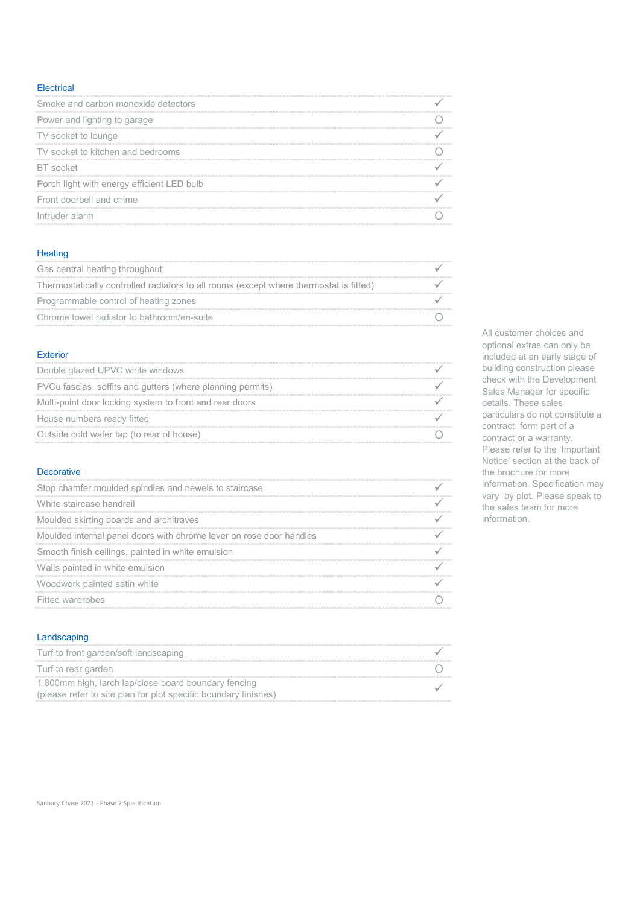## Electrical

| | |
|---|---|
| Smoke and carbon monoxide detectors | ✓ |
| Power and lighting to garage | O |
| TV socket to lounge | ✓ |
| TV socket to kitchen and bedrooms | O |
| BT socket | ✓ |
| Porch light with energy efficient LED bulb | ✓ |
| Front doorbell and chime | ✓ |
| Intruder alarm | O |

## Heating

| | |
|---|---|
| Gas central heating throughout | ✓ |
| Thermostatically controlled radiators to all rooms (except where thermostat is fitted) | ✓ |
| Programmable control of heating zones | ✓ |
| Chrome towel radiator to bathroom/en-suite | O |

## Exterior

| | |
|---|---|
| Double glazed UPVC white windows | ✓ |
| PVCu fascias, soffits and gutters (where planning permits) | ✓ |
| Multi-point door locking system to front and rear doors | ✓ |
| House numbers ready fitted | ✓ |
| Outside cold water tap (to rear of house) | O |

## Decorative

| | |
|---|---|
| Stop chamfer moulded spindles and newels to staircase | ✓ |
| White staircase handrail | ✓ |
| Moulded skirting boards and architraves | ✓ |
| Moulded internal panel doors with chrome lever on rose door handles | ✓ |
| Smooth finish ceilings, painted in white emulsion | ✓ |
| Walls painted in white emulsion | ✓ |
| Woodwork painted satin white | ✓ |
| Fitted wardrobes | O |

## Landscaping

| | |
|---|---|
| Turf to front garden/soft landscaping | ✓ |
| Turf to rear garden | O |
| 1,800mm high, larch lap/close board boundary fencing (please refer to site plan for plot specific boundary finishes) | ✓ |

All customer choices and optional extras can only be included at an early stage of building construction please check with the Development Sales Manager for specific details. These sales particulars do not constitute a contract, form part of a contract or a warranty. Please refer to the 'Important Notice' section at the back of the brochure for more information. Specification may vary by plot. Please speak to the sales team for more information.